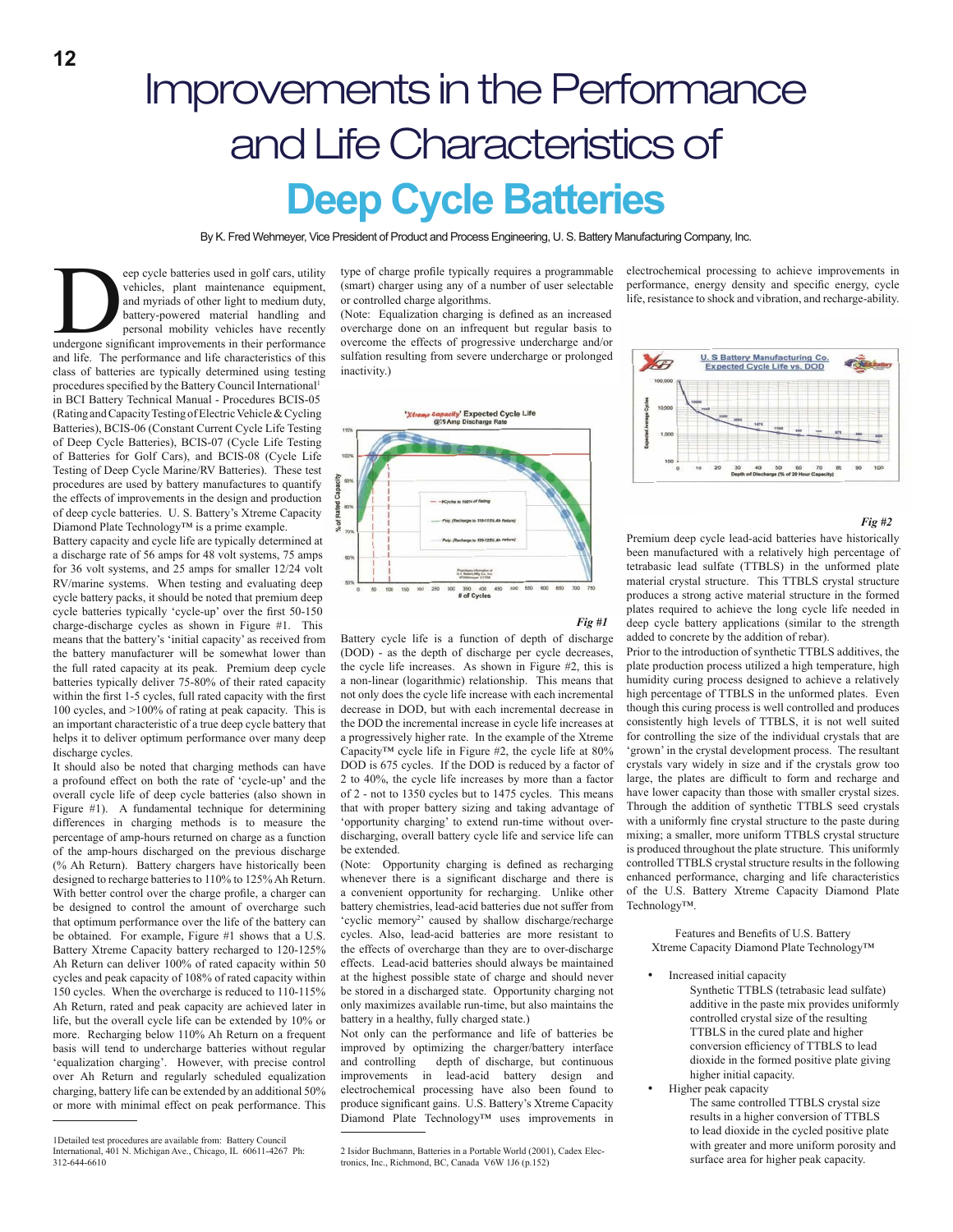# Improvements in the Performance and Life Characteristics of

# Deep Cycle Batteries

By K. Fred Wehmeyer, Vice President of Product and Process Engineering, U. S. Battery Manufacturing Company, Inc.

Deep cycle batteries used in golf cars, utility vehicles, plant maintenance equipment, and myriads of other light to medium duty, battery-powered material handling and personal mobility vehicles have recently undergone significant improvements in their performance and life. The performance and life characteristics of this class of batteries are typically determined using testing procedures specified by the Battery Council International[1] in BCI Battery Technical Manual - Procedures BCIS-05 (Rating and Capacity Testing of Electric Vehicle & Cycling Batteries), BCIS-06 (Constant Current Cycle Life Testing of Deep Cycle Batteries), BCIS-07 (Cycle Life Testing of Batteries for Golf Cars), and BCIS-08 (Cycle Life Testing of Deep Cycle Marine/RV Batteries). These test procedures are used by battery manufacturers to quantify the effects of improvements in the design and production of deep cycle batteries. U. S. Battery's Xtreme Capacity Diamond Plate Technology™ is a prime example.

Battery capacity and cycle life are typically determined at a discharge rate of 56 amps for 48 volt systems, 75 amps for 36 volt systems, and 25 amps for smaller 12/24 volt RV/marine systems. When testing and evaluating deep cycle battery packs, it should be noted that premium deep cycle batteries typically 'cycle-up' over the first 50-150 charge-discharge cycles as shown in Figure #1. This means that the battery's 'initial capacity' as received from the battery manufacturer will be somewhat lower than the full rated capacity at its peak. Premium deep cycle batteries typically deliver 75-80% of their rated capacity within the first 1-5 cycles, full rated capacity with the first 100 cycles, and >100% of rating at peak capacity. This is an important characteristic of a true deep cycle battery that helps it to deliver optimum performance over many deep discharge cycles.

It should also be noted that charging methods can have a profound effect on both the rate of 'cycle-up' and the overall cycle life of deep cycle batteries (also shown in Figure #1). A fundamental technique for determining differences in charging methods is to measure the percentage of amp-hours returned on charge as a function of the amp-hours discharged on the previous discharge (% Ah Return). Battery chargers have historically been designed to recharge batteries to 110% to 125% Ah Return. With better control over the charge profile, a charger can be designed to control the amount of overcharge such that optimum performance over the life of the battery can be obtained. For example, Figure #1 shows that a U.S. Battery Xtreme Capacity battery recharged to 120-125% Ah Return can deliver 100% of rated capacity within 50 cycles and peak capacity of 108% of rated capacity within 150 cycles. When the overcharge is reduced to 110-115% Ah Return, rated and peak capacity are achieved later in life, but the overall cycle life can be extended by 10% or more. Recharging below 110% Ah Return on a frequent basis will tend to undercharge batteries without regular 'equalization charging'. However, with precise control over Ah Return and regularly scheduled equalization charging, battery life can be extended by an additional 50% or more with minimal effect on peak performance. This type of charge profile typically requires a programmable (smart) charger using any of a number of user selectable or controlled charge algorithms.

(Note: Equalization charging is defined as an increased overcharge done on an infrequent but regular basis to overcome the effects of progressive undercharge and/or sulfation resulting from severe undercharge or prolonged inactivity.)

*Fig #1*

Battery cycle life is a function of depth of discharge (DOD) - as the depth of discharge per cycle decreases, the cycle life increases. As shown in Figure #2, this is a non-linear (logarithmic) relationship. This means that not only does the cycle life increase with each incremental decrease in DOD, but with each incremental decrease in the DOD the incremental increase in cycle life increases at a progressively higher rate. In the example of the Xtreme Capacity™ cycle life in Figure #2, the cycle life at 80% DOD is 675 cycles. If the DOD is reduced by a factor of 2 to 40%, the cycle life increases by more than a factor of 2 - not to 1350 cycles but to 1475 cycles. This means that with proper battery sizing and taking advantage of 'opportunity charging' to extend run-time without over-discharging, overall battery cycle life and service life can be extended.

(Note: Opportunity charging is defined as recharging whenever there is a significant discharge and there is a convenient opportunity for recharging. Unlike other battery chemistries, lead-acid batteries due not suffer from 'cyclic memory[2]' caused by shallow discharge/recharge cycles. Also, lead-acid batteries are more resistant to the effects of overcharge than they are to over-discharge effects. Lead-acid batteries should always be maintained at the highest possible state of charge and should never be stored in a discharged state. Opportunity charging not only maximizes available run-time, but also maintains the battery in a healthy, fully charged state.)

Not only can the performance and life of batteries be improved by optimizing the charger/battery interface and controlling depth of discharge, but continuous improvements in lead-acid battery design and electrochemical processing have also been found to produce significant gains. U.S. Battery's Xtreme Capacity Diamond Plate Technology™ uses improvements in electrochemical processing to achieve improvements in performance, energy density and specific energy, cycle life, resistance to shock and vibration, and recharge-ability.

*Fig #2*

Premium deep cycle lead-acid batteries have historically been manufactured with a relatively high percentage of tetrabasic lead sulfate (TTBLS) in the unformed plate material crystal structure. This TTBLS crystal structure produces a strong active material structure in the formed plates required to achieve the long cycle life needed in deep cycle battery applications (similar to the strength added to concrete by the addition of rebar).

Prior to the introduction of synthetic TTBLS additives, the plate production process utilized a high temperature, high humidity curing process designed to achieve a relatively high percentage of TTBLS in the unformed plates. Even though this curing process is well controlled and produces consistently high levels of TTBLS, it is not well suited for controlling the size of the individual crystals that are 'grown' in the crystal development process. The resultant crystals vary widely in size and if the crystals grow too large, the plates are difficult to form and recharge and have lower capacity than those with smaller crystal sizes. Through the addition of synthetic TTBLS seed crystals with a uniformly fine crystal structure to the paste during mixing; a smaller, more uniform TTBLS crystal structure is produced throughout the plate structure. This uniformly controlled TTBLS crystal structure results in the following enhanced performance, charging and life characteristics of the U.S. Battery Xtreme Capacity Diamond Plate Technology™.

Features and Benefits of U.S. Battery Xtreme Capacity Diamond Plate Technology™

- Increased initial capacity
  Synthetic TTBLS (tetrabasic lead sulfate) additive in the paste mix provides uniformly controlled crystal size of the resulting TTBLS in the cured plate and higher conversion efficiency of TTBLS to lead dioxide in the formed positive plate giving higher initial capacity.
- Higher peak capacity
  The same controlled TTBLS crystal size results in a higher conversion of TTBLS to lead dioxide in the cycled positive plate with greater and more uniform porosity and surface area for higher peak capacity.

---

1 Detailed test procedures are available from: Battery Council International, 401 N. Michigan Ave., Chicago, IL 60611-4267 Ph: 312-644-6610

2 Isidor Buchmann, Batteries in a Portable World (2001), Cadex Electronics, Inc., Richmond, BC, Canada V6W 1J6 (p.152)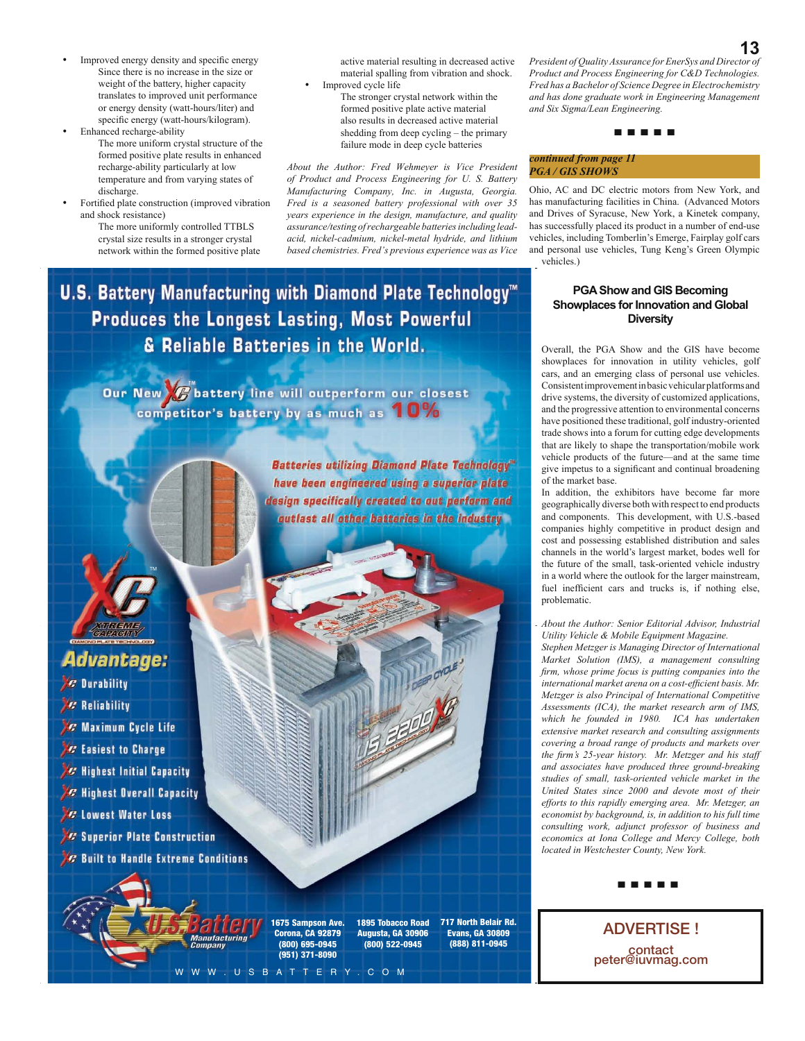- Improved energy density and specific energy
  Since there is no increase in the size or weight of the battery, higher capacity translates to improved unit performance or energy density (watt-hours/liter) and specific energy (watt-hours/kilogram).
- Enhanced recharge-ability
  The more uniform crystal structure of the formed positive plate results in enhanced recharge-ability particularly at low temperature and from varying states of discharge.
- Fortified plate construction (improved vibration and shock resistance)
  The more uniformly controlled TTBLS crystal size results in a stronger crystal network within the formed positive plate active material resulting in decreased active material spalling from vibration and shock.
- Improved cycle life
  The stronger crystal network within the formed positive plate active material also results in decreased active material shedding from deep cycling – the primary failure mode in deep cycle batteries

*About the Author: Fred Wehmeyer is Vice President of Product and Process Engineering for U. S. Battery Manufacturing Company, Inc. in Augusta, Georgia. Fred is a seasoned battery professional with over 35 years experience in the design, manufacture, and quality assurance/testing of rechargeable batteries including lead-acid, nickel-cadmium, nickel-metal hydride, and lithium based chemistries. Fred's previous experience was as Vice President of Quality Assurance for EnerSys and Director of Product and Process Engineering for C&D Technologies. Fred has a Bachelor of Science Degree in Electrochemistry and has done graduate work in Engineering Management and Six Sigma/Lean Engineering.*

■ ■ ■ ■ ■

***continued from page 11***
***PGA / GIS SHOWS***

Ohio, AC and DC electric motors from New York, and has manufacturing facilities in China. (Advanced Motors and Drives of Syracuse, New York, a Kinetek company, has successfully placed its product in a number of end-use vehicles, including Tomberlin's Emerge, Fairplay golf cars and personal use vehicles, Tung Keng's Green Olympic vehicles.)

### PGA Show and GIS Becoming Showplaces for Innovation and Global Diversity

Overall, the PGA Show and the GIS have become showplaces for innovation in utility vehicles, golf cars, and an emerging class of personal use vehicles. Consistent improvement in basic vehicular platforms and drive systems, the diversity of customized applications, and the progressive attention to environmental concerns have positioned these traditional, golf industry-oriented trade shows into a forum for cutting edge developments that are likely to shape the transportation/mobile work vehicle products of the future—and at the same time give impetus to a significant and continual broadening of the market base.

In addition, the exhibitors have become far more geographically diverse both with respect to end products and components. This development, with U.S.-based companies highly competitive in product design and cost and possessing established distribution and sales channels in the world's largest market, bodes well for the future of the small, task-oriented vehicle industry in a world where the outlook for the larger mainstream, fuel inefficient cars and trucks is, if nothing else, problematic.

*About the Author: Senior Editorial Advisor, Industrial Utility Vehicle & Mobile Equipment Magazine.*
*Stephen Metzger is Managing Director of International Market Solution (IMS), a management consulting firm, whose prime focus is putting companies into the international market arena on a cost-efficient basis. Mr. Metzger is also Principal of International Competitive Assessments (ICA), the market research arm of IMS, which he founded in 1980. ICA has undertaken extensive market research and consulting assignments covering a broad range of products and markets over the firm's 25-year history. Mr. Metzger and his staff and associates have produced three ground-breaking studies of small, task-oriented vehicle market in the United States since 2000 and devote most of their efforts to this rapidly emerging area. Mr. Metzger, an economist by background, is, in addition to his full time consulting work, adjunct professor of business and economics at Iona College and Mercy College, both located in Westchester County, New York.*

■ ■ ■ ■ ■

U.S. Battery Manufacturing with Diamond Plate Technology™ Produces the Longest Lasting, Most Powerful & Reliable Batteries in the World.

Our New XC™ battery line will outperform our closest competitor's battery by as much as 10%

Batteries utilizing Diamond Plate Technology™ have been engineered using a superior plate design specifically created to out perform and outlast all other batteries in the industry

XC Xtreme Capacity — Diamond Plate Technology

Advantage:
- Durability
- Reliability
- Maximum Cycle Life
- Easiest to Charge
- Highest Initial Capacity
- Highest Overall Capacity
- Lowest Water Loss
- Superior Plate Construction
- Built to Handle Extreme Conditions

U.S. Battery Manufacturing Company

1675 Sampson Ave. Corona, CA 92879 (800) 695-0945 (951) 371-8090

1895 Tobacco Road Augusta, GA 30906 (800) 522-0945

717 North Belair Rd. Evans, GA 30809 (888) 811-0945

WWW.USBATTERY.COM

**ADVERTISE !**
contact
peter@iuvmag.com